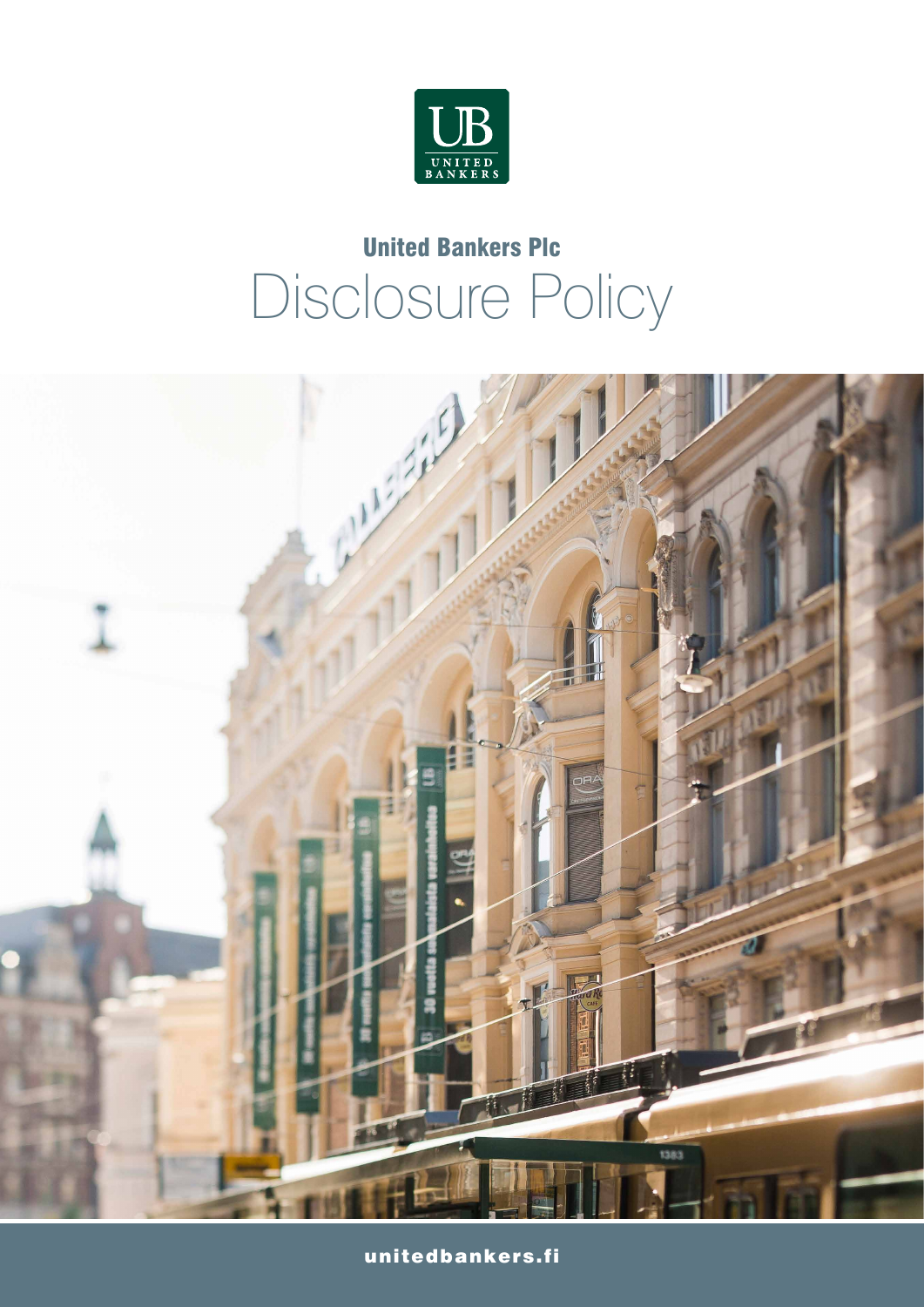UB UNITED BANKERS

# United Bankers Plc

# Disclosure Policy

unitedbankers.fi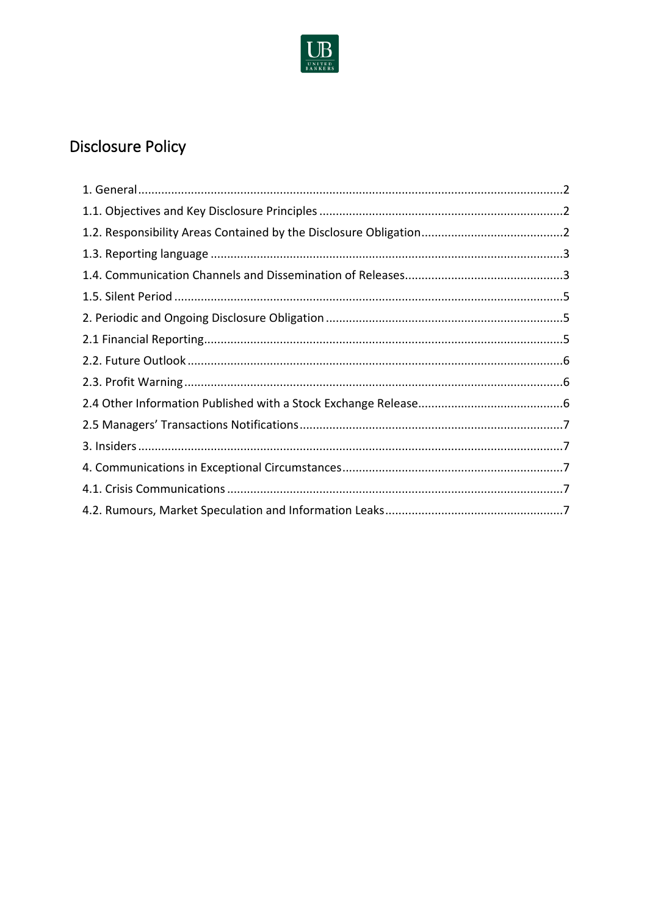# Disclosure Policy

1. General ..... 2
1.1. Objectives and Key Disclosure Principles ..... 2
1.2. Responsibility Areas Contained by the Disclosure Obligation ..... 2
1.3. Reporting language ..... 3
1.4. Communication Channels and Dissemination of Releases ..... 3
1.5. Silent Period ..... 5
2. Periodic and Ongoing Disclosure Obligation ..... 5
2.1 Financial Reporting ..... 5
2.2. Future Outlook ..... 6
2.3. Profit Warning ..... 6
2.4 Other Information Published with a Stock Exchange Release ..... 6
2.5 Managers' Transactions Notifications ..... 7
3. Insiders ..... 7
4. Communications in Exceptional Circumstances ..... 7
4.1. Crisis Communications ..... 7
4.2. Rumours, Market Speculation and Information Leaks ..... 7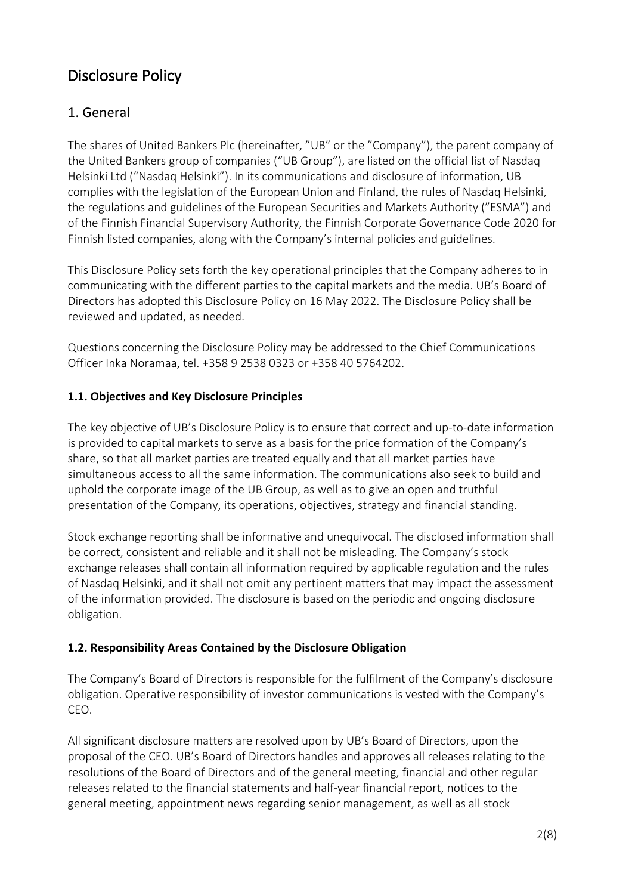# Disclosure Policy

## 1. General

The shares of United Bankers Plc (hereinafter, "UB" or the "Company"), the parent company of the United Bankers group of companies ("UB Group"), are listed on the official list of Nasdaq Helsinki Ltd ("Nasdaq Helsinki"). In its communications and disclosure of information, UB complies with the legislation of the European Union and Finland, the rules of Nasdaq Helsinki, the regulations and guidelines of the European Securities and Markets Authority ("ESMA") and of the Finnish Financial Supervisory Authority, the Finnish Corporate Governance Code 2020 for Finnish listed companies, along with the Company's internal policies and guidelines.

This Disclosure Policy sets forth the key operational principles that the Company adheres to in communicating with the different parties to the capital markets and the media. UB's Board of Directors has adopted this Disclosure Policy on 16 May 2022. The Disclosure Policy shall be reviewed and updated, as needed.

Questions concerning the Disclosure Policy may be addressed to the Chief Communications Officer Inka Noramaa, tel. +358 9 2538 0323 or +358 40 5764202.

### 1.1. Objectives and Key Disclosure Principles

The key objective of UB's Disclosure Policy is to ensure that correct and up-to-date information is provided to capital markets to serve as a basis for the price formation of the Company's share, so that all market parties are treated equally and that all market parties have simultaneous access to all the same information. The communications also seek to build and uphold the corporate image of the UB Group, as well as to give an open and truthful presentation of the Company, its operations, objectives, strategy and financial standing.

Stock exchange reporting shall be informative and unequivocal. The disclosed information shall be correct, consistent and reliable and it shall not be misleading. The Company's stock exchange releases shall contain all information required by applicable regulation and the rules of Nasdaq Helsinki, and it shall not omit any pertinent matters that may impact the assessment of the information provided. The disclosure is based on the periodic and ongoing disclosure obligation.

### 1.2. Responsibility Areas Contained by the Disclosure Obligation

The Company's Board of Directors is responsible for the fulfilment of the Company's disclosure obligation. Operative responsibility of investor communications is vested with the Company's CEO.

All significant disclosure matters are resolved upon by UB's Board of Directors, upon the proposal of the CEO. UB's Board of Directors handles and approves all releases relating to the resolutions of the Board of Directors and of the general meeting, financial and other regular releases related to the financial statements and half-year financial report, notices to the general meeting, appointment news regarding senior management, as well as all stock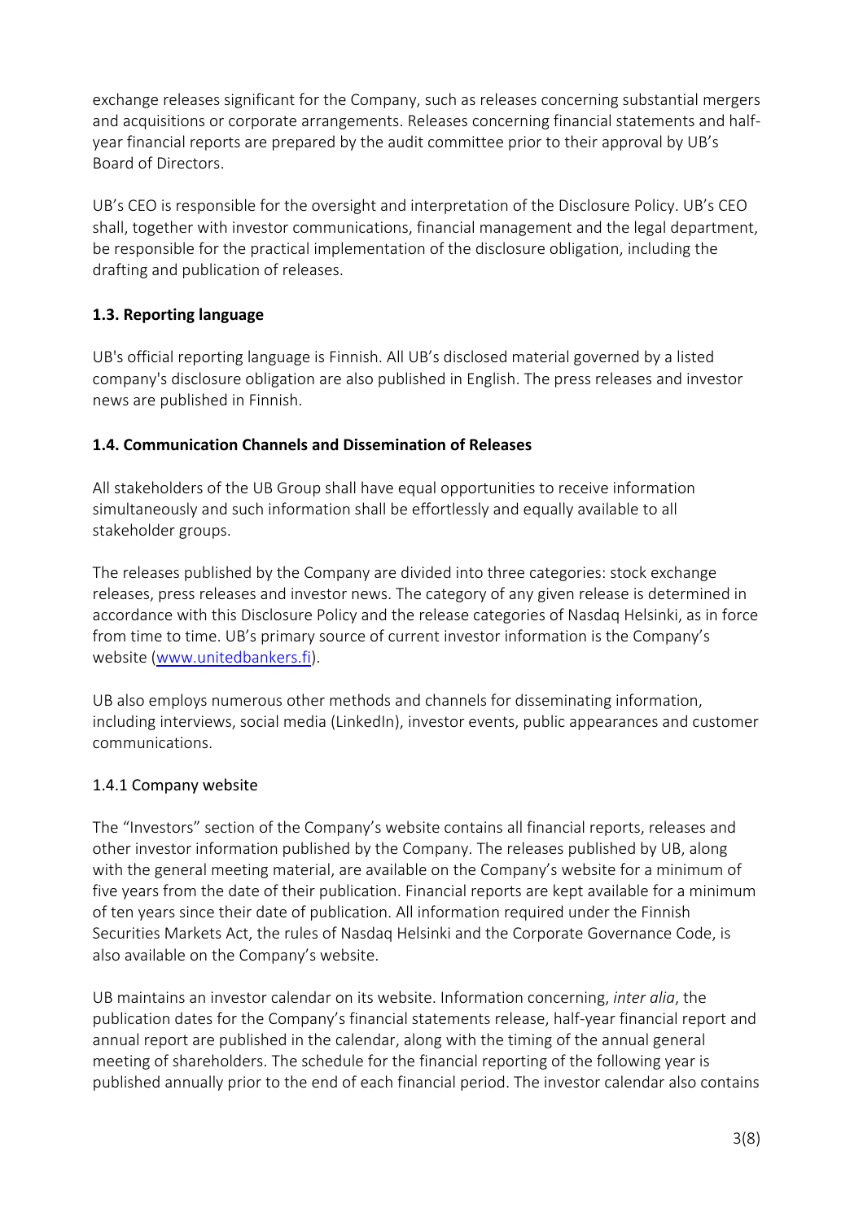exchange releases significant for the Company, such as releases concerning substantial mergers and acquisitions or corporate arrangements. Releases concerning financial statements and half-year financial reports are prepared by the audit committee prior to their approval by UB's Board of Directors.

UB's CEO is responsible for the oversight and interpretation of the Disclosure Policy. UB's CEO shall, together with investor communications, financial management and the legal department, be responsible for the practical implementation of the disclosure obligation, including the drafting and publication of releases.

### 1.3. Reporting language

UB's official reporting language is Finnish. All UB's disclosed material governed by a listed company's disclosure obligation are also published in English. The press releases and investor news are published in Finnish.

### 1.4. Communication Channels and Dissemination of Releases

All stakeholders of the UB Group shall have equal opportunities to receive information simultaneously and such information shall be effortlessly and equally available to all stakeholder groups.

The releases published by the Company are divided into three categories: stock exchange releases, press releases and investor news. The category of any given release is determined in accordance with this Disclosure Policy and the release categories of Nasdaq Helsinki, as in force from time to time. UB's primary source of current investor information is the Company's website (www.unitedbankers.fi).

UB also employs numerous other methods and channels for disseminating information, including interviews, social media (LinkedIn), investor events, public appearances and customer communications.

#### 1.4.1 Company website

The "Investors" section of the Company's website contains all financial reports, releases and other investor information published by the Company. The releases published by UB, along with the general meeting material, are available on the Company's website for a minimum of five years from the date of their publication. Financial reports are kept available for a minimum of ten years since their date of publication. All information required under the Finnish Securities Markets Act, the rules of Nasdaq Helsinki and the Corporate Governance Code, is also available on the Company's website.

UB maintains an investor calendar on its website. Information concerning, *inter alia*, the publication dates for the Company's financial statements release, half-year financial report and annual report are published in the calendar, along with the timing of the annual general meeting of shareholders. The schedule for the financial reporting of the following year is published annually prior to the end of each financial period. The investor calendar also contains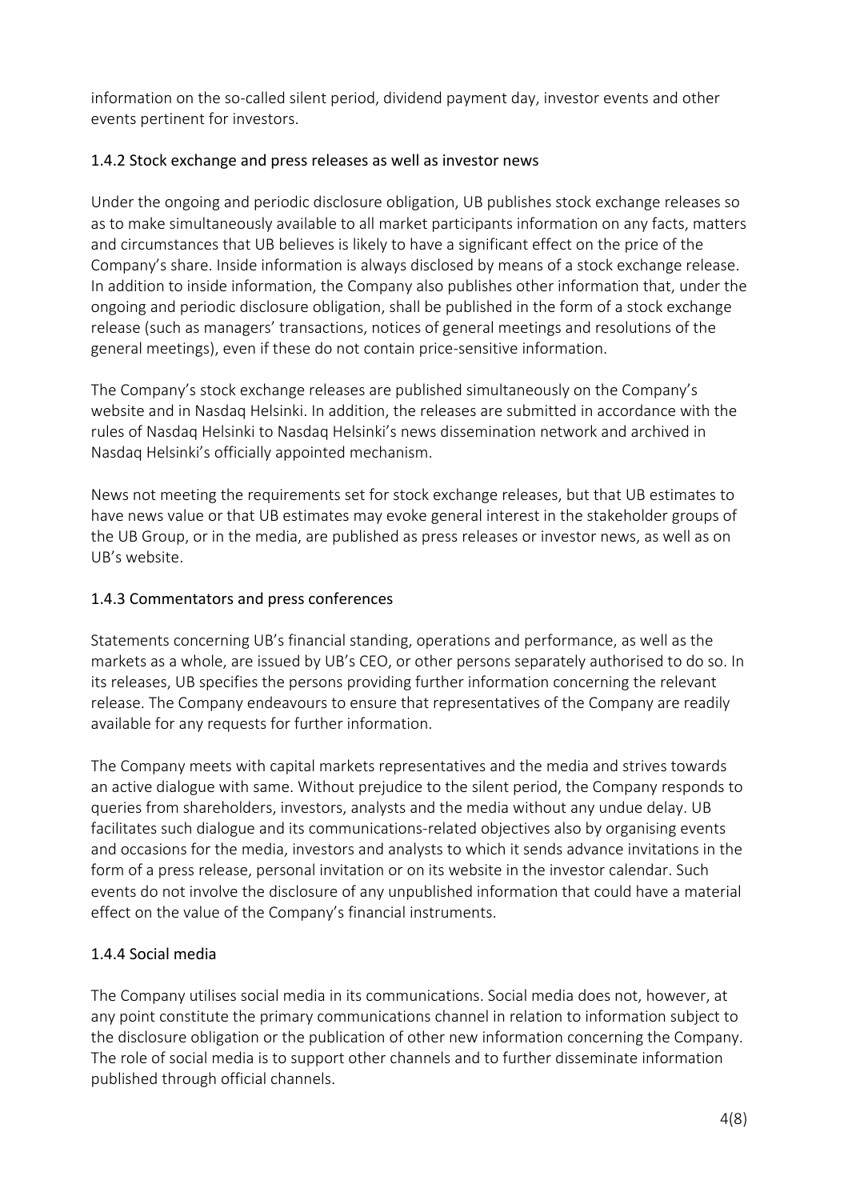information on the so-called silent period, dividend payment day, investor events and other events pertinent for investors.

### 1.4.2 Stock exchange and press releases as well as investor news

Under the ongoing and periodic disclosure obligation, UB publishes stock exchange releases so as to make simultaneously available to all market participants information on any facts, matters and circumstances that UB believes is likely to have a significant effect on the price of the Company's share. Inside information is always disclosed by means of a stock exchange release. In addition to inside information, the Company also publishes other information that, under the ongoing and periodic disclosure obligation, shall be published in the form of a stock exchange release (such as managers' transactions, notices of general meetings and resolutions of the general meetings), even if these do not contain price-sensitive information.

The Company's stock exchange releases are published simultaneously on the Company's website and in Nasdaq Helsinki. In addition, the releases are submitted in accordance with the rules of Nasdaq Helsinki to Nasdaq Helsinki's news dissemination network and archived in Nasdaq Helsinki's officially appointed mechanism.

News not meeting the requirements set for stock exchange releases, but that UB estimates to have news value or that UB estimates may evoke general interest in the stakeholder groups of the UB Group, or in the media, are published as press releases or investor news, as well as on UB's website.

### 1.4.3 Commentators and press conferences

Statements concerning UB's financial standing, operations and performance, as well as the markets as a whole, are issued by UB's CEO, or other persons separately authorised to do so. In its releases, UB specifies the persons providing further information concerning the relevant release. The Company endeavours to ensure that representatives of the Company are readily available for any requests for further information.

The Company meets with capital markets representatives and the media and strives towards an active dialogue with same. Without prejudice to the silent period, the Company responds to queries from shareholders, investors, analysts and the media without any undue delay. UB facilitates such dialogue and its communications-related objectives also by organising events and occasions for the media, investors and analysts to which it sends advance invitations in the form of a press release, personal invitation or on its website in the investor calendar. Such events do not involve the disclosure of any unpublished information that could have a material effect on the value of the Company's financial instruments.

### 1.4.4 Social media

The Company utilises social media in its communications. Social media does not, however, at any point constitute the primary communications channel in relation to information subject to the disclosure obligation or the publication of other new information concerning the Company. The role of social media is to support other channels and to further disseminate information published through official channels.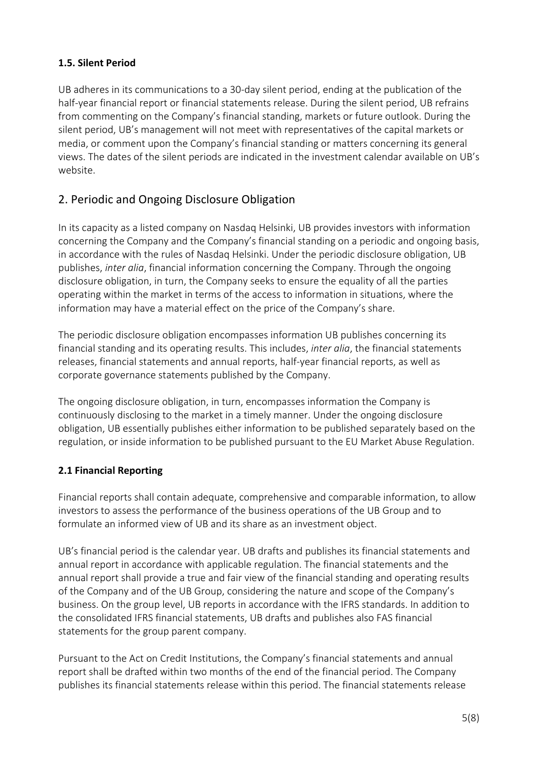### 1.5. Silent Period

UB adheres in its communications to a 30-day silent period, ending at the publication of the half-year financial report or financial statements release. During the silent period, UB refrains from commenting on the Company's financial standing, markets or future outlook. During the silent period, UB's management will not meet with representatives of the capital markets or media, or comment upon the Company's financial standing or matters concerning its general views. The dates of the silent periods are indicated in the investment calendar available on UB's website.

## 2. Periodic and Ongoing Disclosure Obligation

In its capacity as a listed company on Nasdaq Helsinki, UB provides investors with information concerning the Company and the Company's financial standing on a periodic and ongoing basis, in accordance with the rules of Nasdaq Helsinki. Under the periodic disclosure obligation, UB publishes, *inter alia*, financial information concerning the Company. Through the ongoing disclosure obligation, in turn, the Company seeks to ensure the equality of all the parties operating within the market in terms of the access to information in situations, where the information may have a material effect on the price of the Company's share.

The periodic disclosure obligation encompasses information UB publishes concerning its financial standing and its operating results. This includes, *inter alia*, the financial statements releases, financial statements and annual reports, half-year financial reports, as well as corporate governance statements published by the Company.

The ongoing disclosure obligation, in turn, encompasses information the Company is continuously disclosing to the market in a timely manner. Under the ongoing disclosure obligation, UB essentially publishes either information to be published separately based on the regulation, or inside information to be published pursuant to the EU Market Abuse Regulation.

### 2.1 Financial Reporting

Financial reports shall contain adequate, comprehensive and comparable information, to allow investors to assess the performance of the business operations of the UB Group and to formulate an informed view of UB and its share as an investment object.

UB's financial period is the calendar year. UB drafts and publishes its financial statements and annual report in accordance with applicable regulation. The financial statements and the annual report shall provide a true and fair view of the financial standing and operating results of the Company and of the UB Group, considering the nature and scope of the Company's business. On the group level, UB reports in accordance with the IFRS standards. In addition to the consolidated IFRS financial statements, UB drafts and publishes also FAS financial statements for the group parent company.

Pursuant to the Act on Credit Institutions, the Company's financial statements and annual report shall be drafted within two months of the end of the financial period. The Company publishes its financial statements release within this period. The financial statements release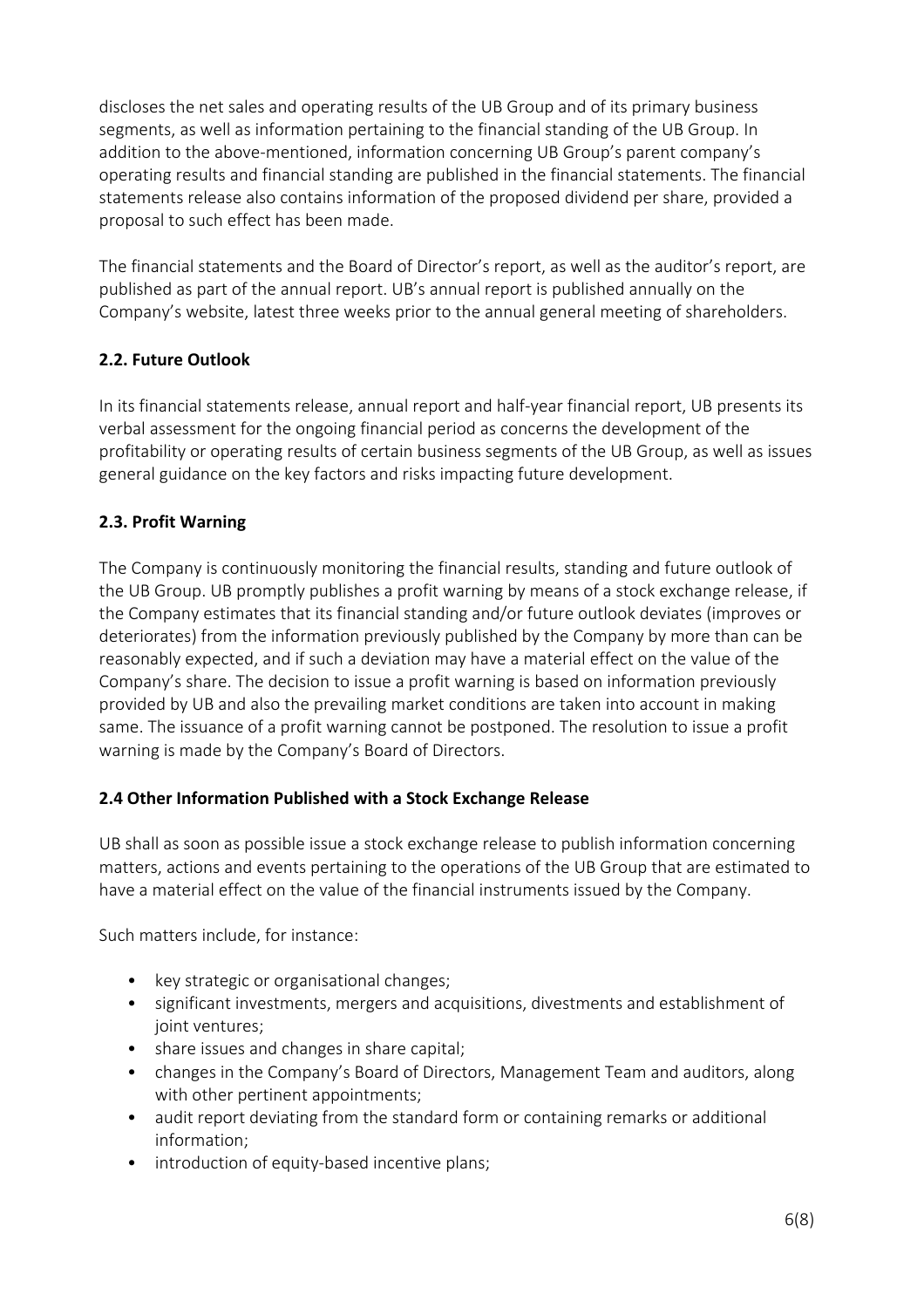discloses the net sales and operating results of the UB Group and of its primary business segments, as well as information pertaining to the financial standing of the UB Group. In addition to the above-mentioned, information concerning UB Group's parent company's operating results and financial standing are published in the financial statements. The financial statements release also contains information of the proposed dividend per share, provided a proposal to such effect has been made.

The financial statements and the Board of Director's report, as well as the auditor's report, are published as part of the annual report. UB's annual report is published annually on the Company's website, latest three weeks prior to the annual general meeting of shareholders.

### 2.2. Future Outlook

In its financial statements release, annual report and half-year financial report, UB presents its verbal assessment for the ongoing financial period as concerns the development of the profitability or operating results of certain business segments of the UB Group, as well as issues general guidance on the key factors and risks impacting future development.

### 2.3. Profit Warning

The Company is continuously monitoring the financial results, standing and future outlook of the UB Group. UB promptly publishes a profit warning by means of a stock exchange release, if the Company estimates that its financial standing and/or future outlook deviates (improves or deteriorates) from the information previously published by the Company by more than can be reasonably expected, and if such a deviation may have a material effect on the value of the Company's share. The decision to issue a profit warning is based on information previously provided by UB and also the prevailing market conditions are taken into account in making same. The issuance of a profit warning cannot be postponed. The resolution to issue a profit warning is made by the Company's Board of Directors.

### 2.4 Other Information Published with a Stock Exchange Release

UB shall as soon as possible issue a stock exchange release to publish information concerning matters, actions and events pertaining to the operations of the UB Group that are estimated to have a material effect on the value of the financial instruments issued by the Company.

Such matters include, for instance:

- key strategic or organisational changes;
- significant investments, mergers and acquisitions, divestments and establishment of joint ventures;
- share issues and changes in share capital;
- changes in the Company's Board of Directors, Management Team and auditors, along with other pertinent appointments;
- audit report deviating from the standard form or containing remarks or additional information;
- introduction of equity-based incentive plans;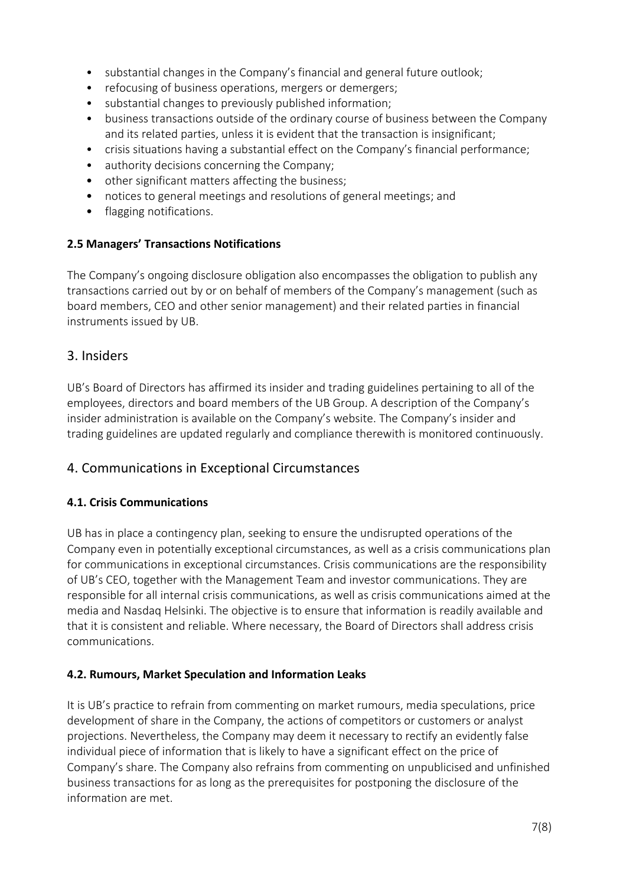- substantial changes in the Company's financial and general future outlook;
- refocusing of business operations, mergers or demergers;
- substantial changes to previously published information;
- business transactions outside of the ordinary course of business between the Company and its related parties, unless it is evident that the transaction is insignificant;
- crisis situations having a substantial effect on the Company's financial performance;
- authority decisions concerning the Company;
- other significant matters affecting the business;
- notices to general meetings and resolutions of general meetings; and
- flagging notifications.

### 2.5 Managers' Transactions Notifications

The Company's ongoing disclosure obligation also encompasses the obligation to publish any transactions carried out by or on behalf of members of the Company's management (such as board members, CEO and other senior management) and their related parties in financial instruments issued by UB.

## 3. Insiders

UB's Board of Directors has affirmed its insider and trading guidelines pertaining to all of the employees, directors and board members of the UB Group. A description of the Company's insider administration is available on the Company's website. The Company's insider and trading guidelines are updated regularly and compliance therewith is monitored continuously.

## 4. Communications in Exceptional Circumstances

### 4.1. Crisis Communications

UB has in place a contingency plan, seeking to ensure the undisrupted operations of the Company even in potentially exceptional circumstances, as well as a crisis communications plan for communications in exceptional circumstances. Crisis communications are the responsibility of UB's CEO, together with the Management Team and investor communications. They are responsible for all internal crisis communications, as well as crisis communications aimed at the media and Nasdaq Helsinki. The objective is to ensure that information is readily available and that it is consistent and reliable. Where necessary, the Board of Directors shall address crisis communications.

### 4.2. Rumours, Market Speculation and Information Leaks

It is UB's practice to refrain from commenting on market rumours, media speculations, price development of share in the Company, the actions of competitors or customers or analyst projections. Nevertheless, the Company may deem it necessary to rectify an evidently false individual piece of information that is likely to have a significant effect on the price of Company's share. The Company also refrains from commenting on unpublicised and unfinished business transactions for as long as the prerequisites for postponing the disclosure of the information are met.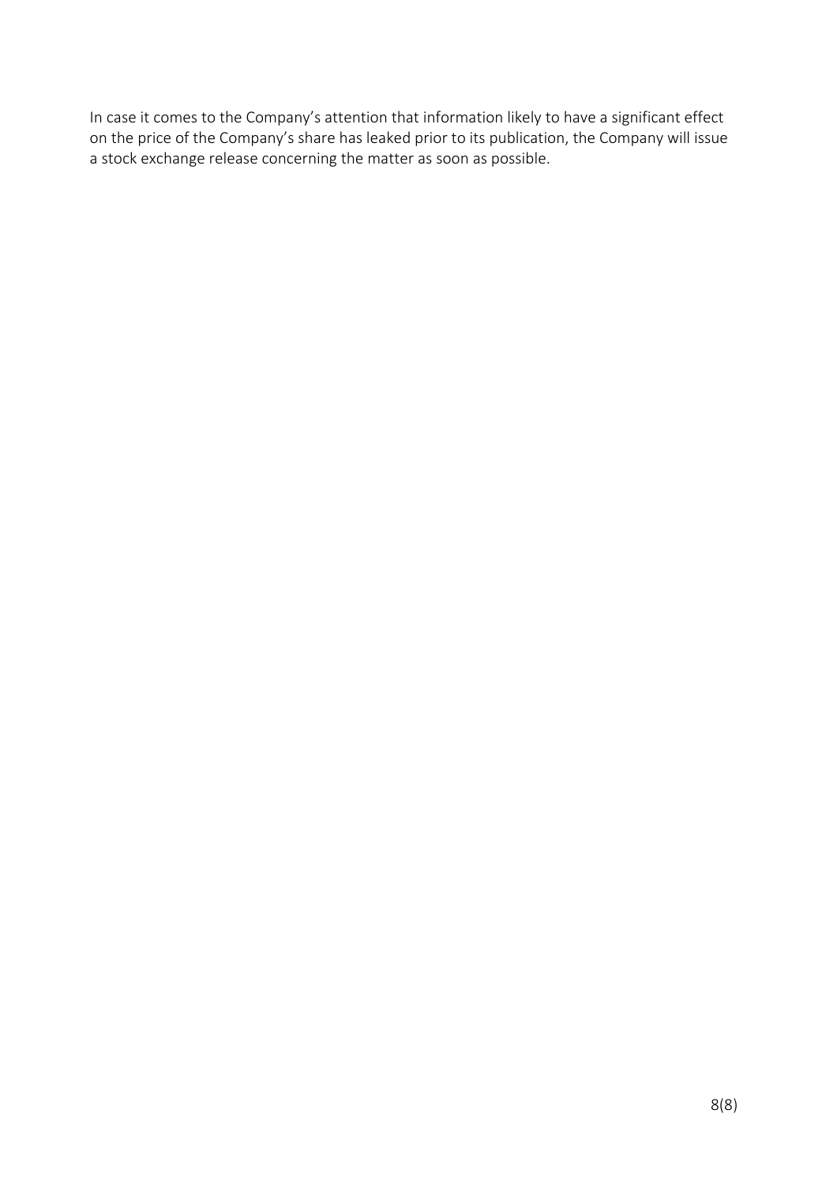In case it comes to the Company’s attention that information likely to have a significant effect on the price of the Company’s share has leaked prior to its publication, the Company will issue a stock exchange release concerning the matter as soon as possible.